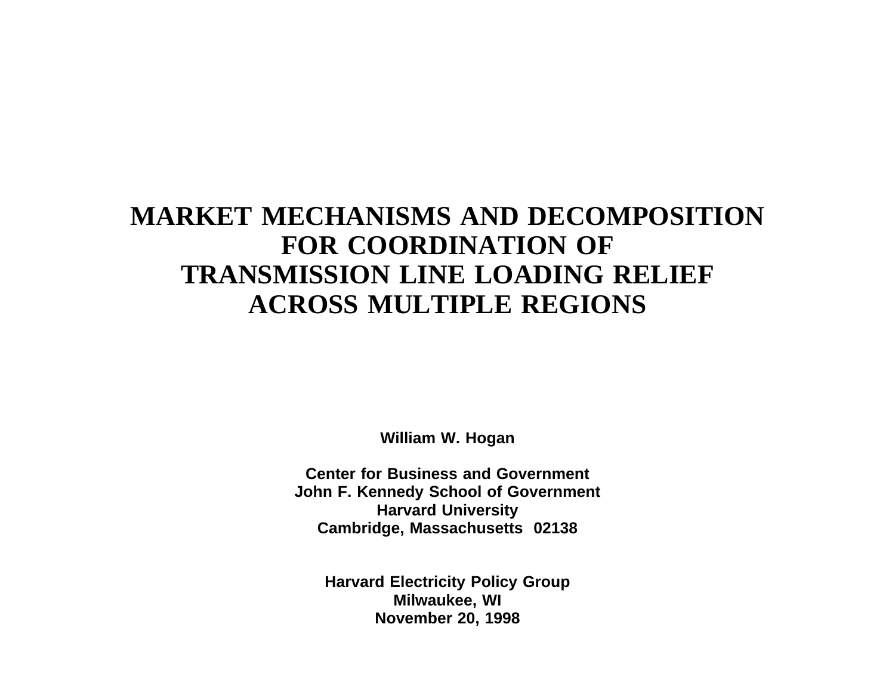# MARKET MECHANISMS AND DECOMPOSITION FOR COORDINATION OF TRANSMISSION LINE LOADING RELIEF ACROSS MULTIPLE REGIONS

**William W. Hogan**

**Center for Business and Government**
**John F. Kennedy School of Government**
**Harvard University**
**Cambridge, Massachusetts 02138**

**Harvard Electricity Policy Group**
**Milwaukee, WI**
**November 20, 1998**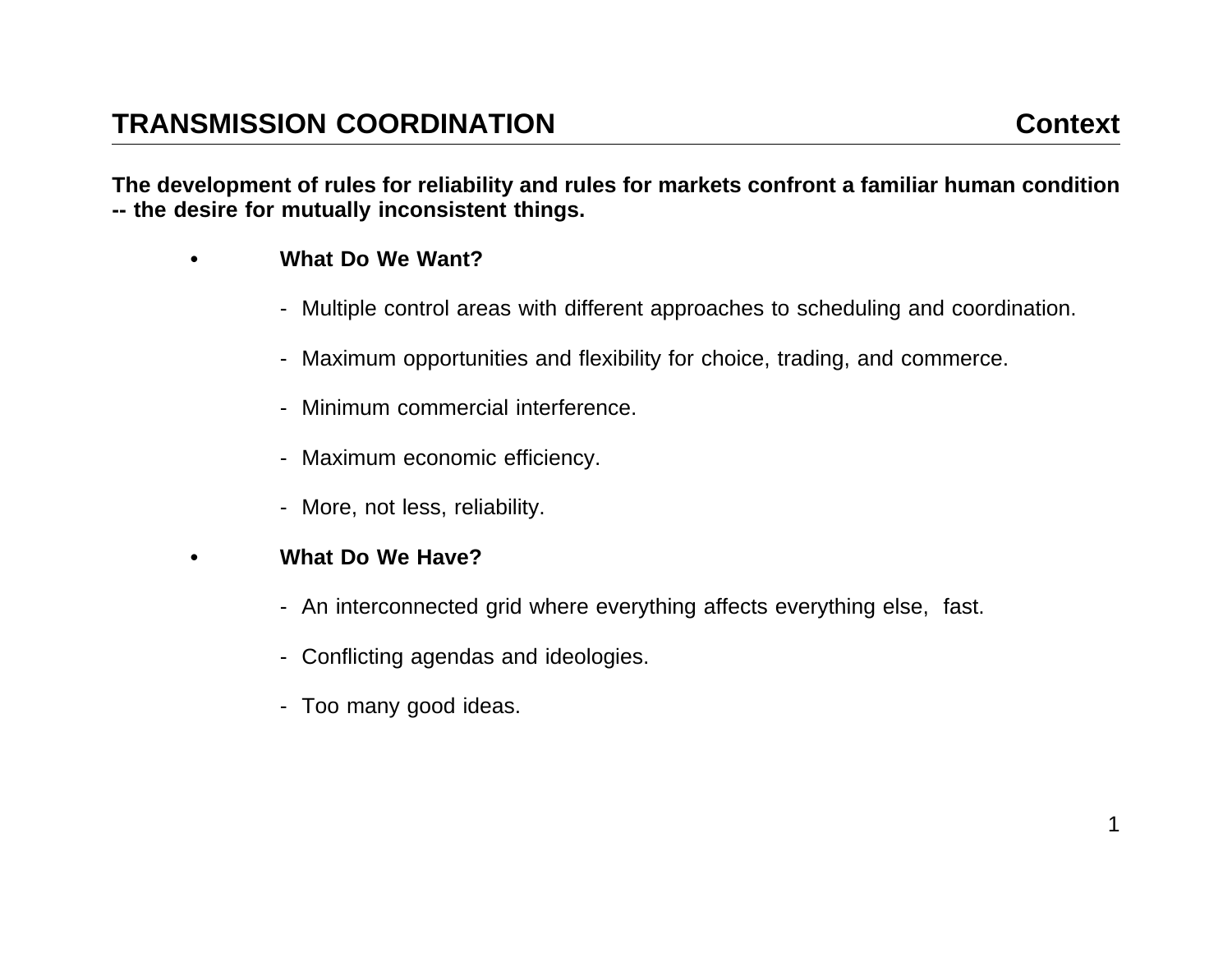## TRANSMISSION COORDINATION — Context

**The development of rules for reliability and rules for markets confront a familiar human condition -- the desire for mutually inconsistent things.**

- **What Do We Want?**
  - Multiple control areas with different approaches to scheduling and coordination.
  - Maximum opportunities and flexibility for choice, trading, and commerce.
  - Minimum commercial interference.
  - Maximum economic efficiency.
  - More, not less, reliability.
- **What Do We Have?**
  - An interconnected grid where everything affects everything else, fast.
  - Conflicting agendas and ideologies.
  - Too many good ideas.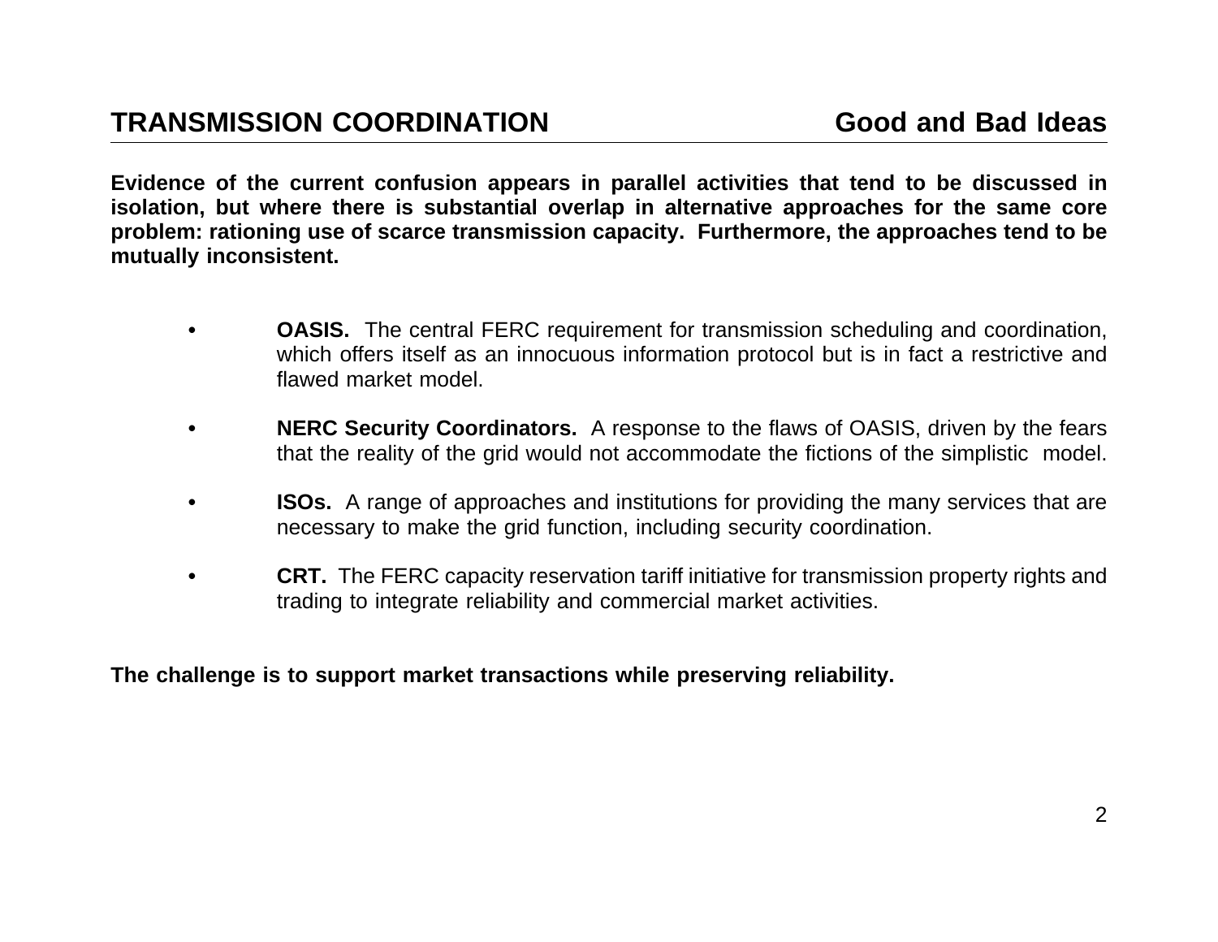## TRANSMISSION COORDINATION — Good and Bad Ideas

**Evidence of the current confusion appears in parallel activities that tend to be discussed in isolation, but where there is substantial overlap in alternative approaches for the same core problem: rationing use of scarce transmission capacity. Furthermore, the approaches tend to be mutually inconsistent.**

- **OASIS.** The central FERC requirement for transmission scheduling and coordination, which offers itself as an innocuous information protocol but is in fact a restrictive and flawed market model.

- **NERC Security Coordinators.** A response to the flaws of OASIS, driven by the fears that the reality of the grid would not accommodate the fictions of the simplistic model.

- **ISOs.** A range of approaches and institutions for providing the many services that are necessary to make the grid function, including security coordination.

- **CRT.** The FERC capacity reservation tariff initiative for transmission property rights and trading to integrate reliability and commercial market activities.

**The challenge is to support market transactions while preserving reliability.**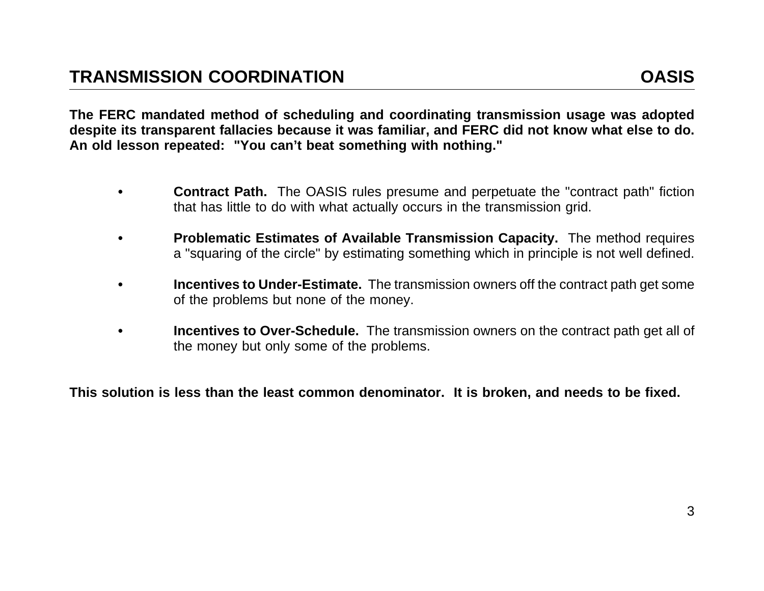## TRANSMISSION COORDINATION — OASIS

**The FERC mandated method of scheduling and coordinating transmission usage was adopted despite its transparent fallacies because it was familiar, and FERC did not know what else to do. An old lesson repeated: "You can't beat something with nothing."**

- **Contract Path.** The OASIS rules presume and perpetuate the "contract path" fiction that has little to do with what actually occurs in the transmission grid.

- **Problematic Estimates of Available Transmission Capacity.** The method requires a "squaring of the circle" by estimating something which in principle is not well defined.

- **Incentives to Under-Estimate.** The transmission owners off the contract path get some of the problems but none of the money.

- **Incentives to Over-Schedule.** The transmission owners on the contract path get all of the money but only some of the problems.

**This solution is less than the least common denominator. It is broken, and needs to be fixed.**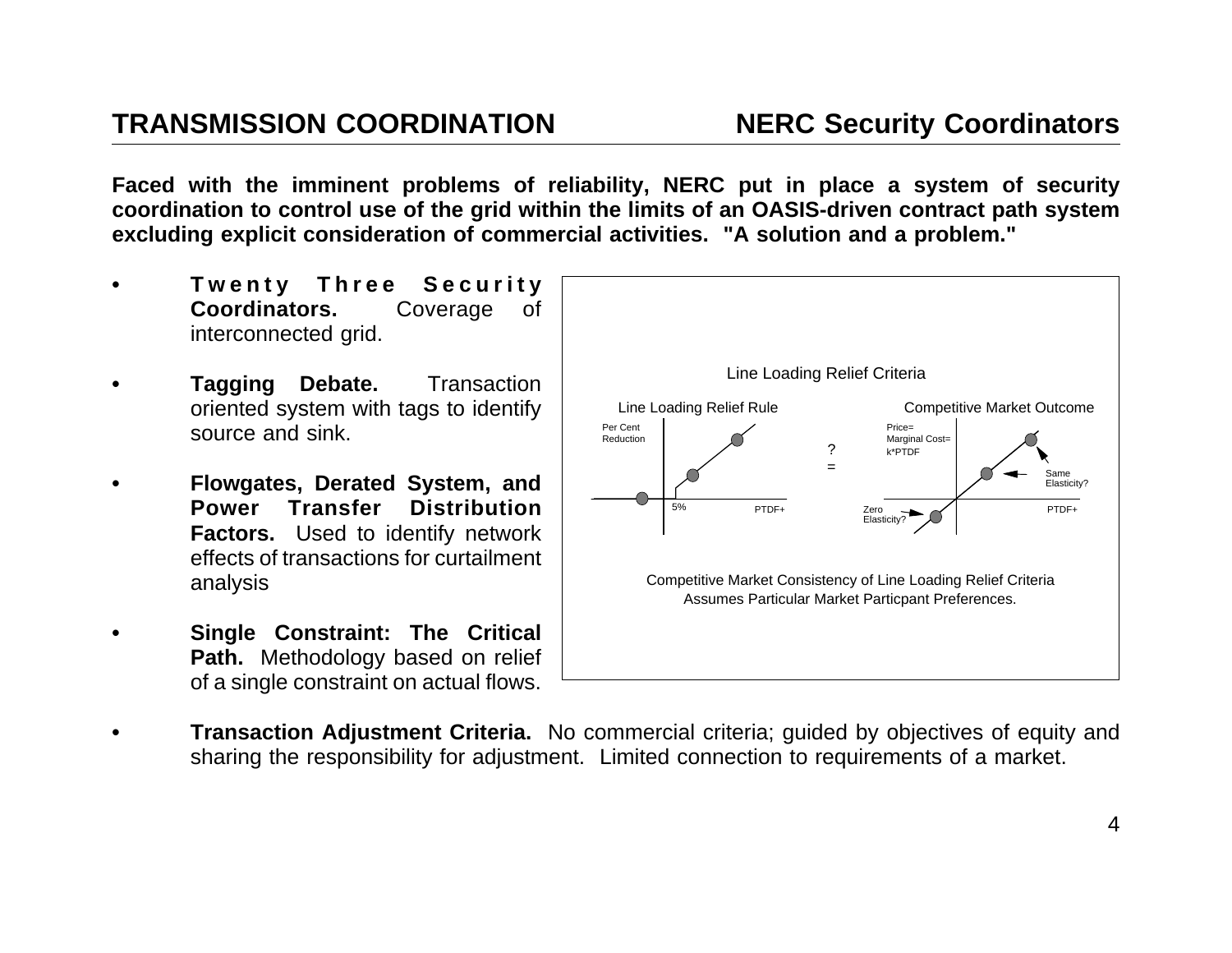## TRANSMISSION COORDINATION — NERC Security Coordinators

**Faced with the imminent problems of reliability, NERC put in place a system of security coordination to control use of the grid within the limits of an OASIS-driven contract path system excluding explicit consideration of commercial activities. "A solution and a problem."**

- **Twenty Three Security Coordinators.** Coverage of interconnected grid.
- **Tagging Debate.** Transaction oriented system with tags to identify source and sink.
- **Flowgates, Derated System, and Power Transfer Distribution Factors.** Used to identify network effects of transactions for curtailment analysis
- **Single Constraint: The Critical Path.** Methodology based on relief of a single constraint on actual flows.

Line Loading Relief Criteria

Line Loading Relief Rule | Competitive Market Outcome

Per Cent Reduction; 5%; PTDF+; ? =; Price= Marginal Cost= k*PTDF; Same Elasticity?; Zero Elasticity?; PTDF+

Competitive Market Consistency of Line Loading Relief Criteria Assumes Particular Market Particpant Preferences.

- **Transaction Adjustment Criteria.** No commercial criteria; guided by objectives of equity and sharing the responsibility for adjustment. Limited connection to requirements of a market.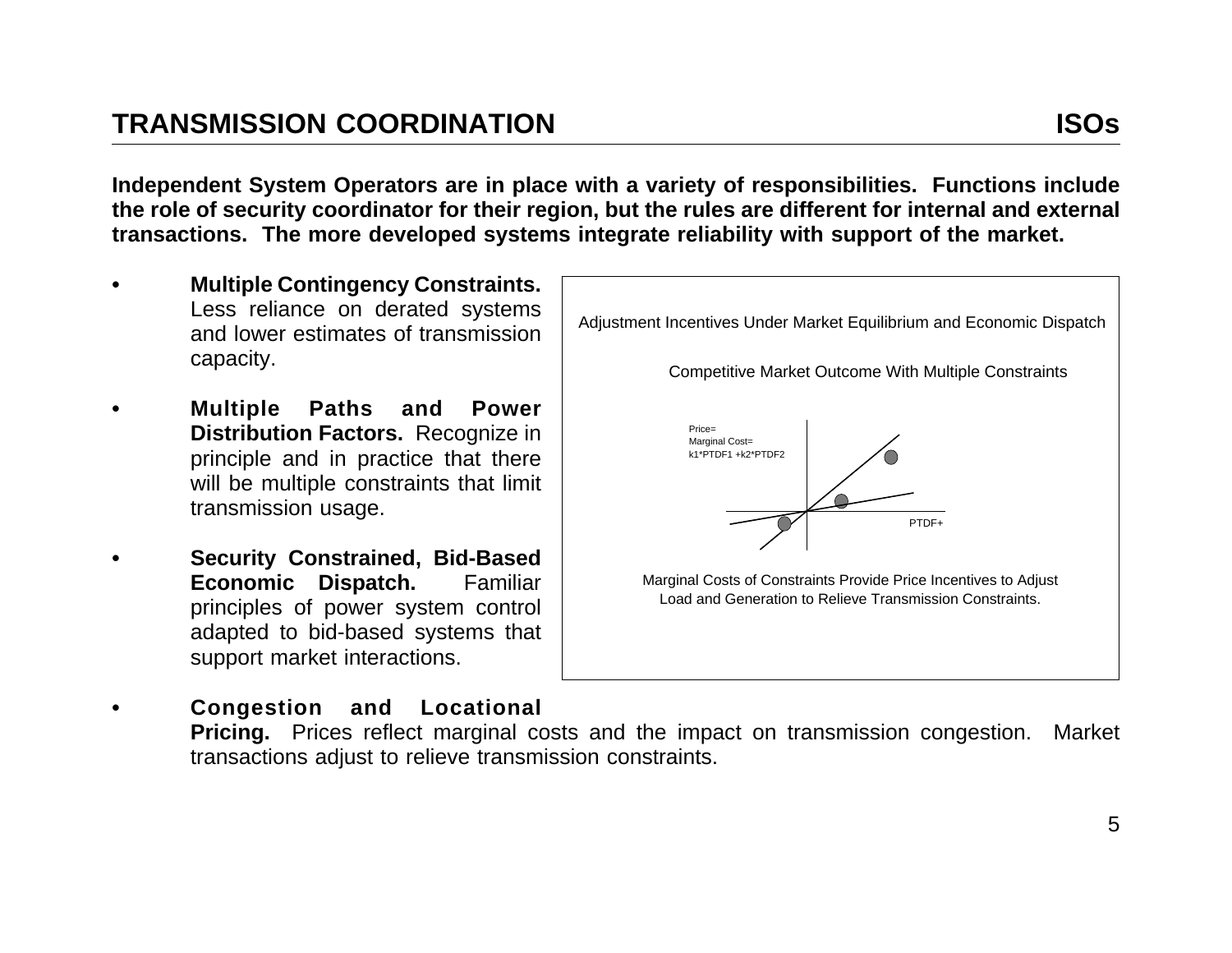## TRANSMISSION COORDINATION — ISOs

**Independent System Operators are in place with a variety of responsibilities. Functions include the role of security coordinator for their region, but the rules are different for internal and external transactions. The more developed systems integrate reliability with support of the market.**

- **Multiple Contingency Constraints.** Less reliance on derated systems and lower estimates of transmission capacity.

- **Multiple Paths and Power Distribution Factors.** Recognize in principle and in practice that there will be multiple constraints that limit transmission usage.

- **Security Constrained, Bid-Based Economic Dispatch.** Familiar principles of power system control adapted to bid-based systems that support market interactions.

- **Congestion and Locational Pricing.** Prices reflect marginal costs and the impact on transmission congestion. Market transactions adjust to relieve transmission constraints.

Adjustment Incentives Under Market Equilibrium and Economic Dispatch

Competitive Market Outcome With Multiple Constraints

Price=
Marginal Cost=
k1*PTDF1 +k2*PTDF2

PTDF+

Marginal Costs of Constraints Provide Price Incentives to Adjust Load and Generation to Relieve Transmission Constraints.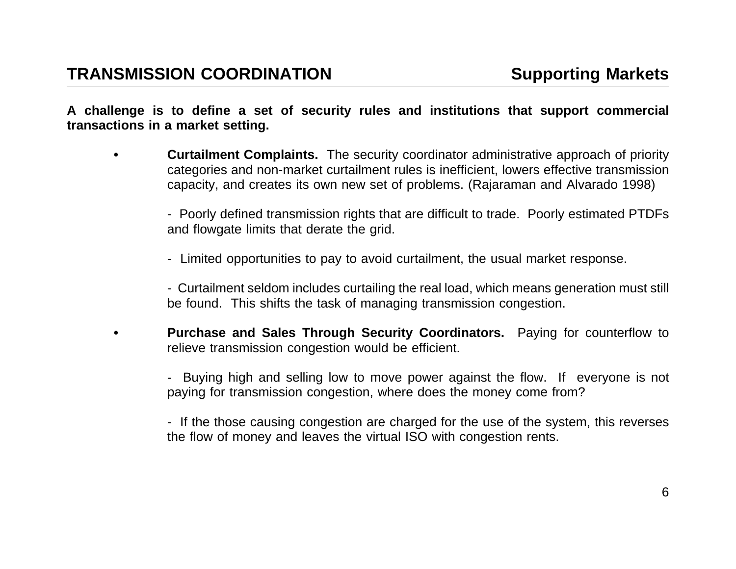## TRANSMISSION COORDINATION — Supporting Markets

**A challenge is to define a set of security rules and institutions that support commercial transactions in a market setting.**

- **Curtailment Complaints.** The security coordinator administrative approach of priority categories and non-market curtailment rules is inefficient, lowers effective transmission capacity, and creates its own new set of problems. (Rajaraman and Alvarado 1998)

  - Poorly defined transmission rights that are difficult to trade. Poorly estimated PTDFs and flowgate limits that derate the grid.

  - Limited opportunities to pay to avoid curtailment, the usual market response.

  - Curtailment seldom includes curtailing the real load, which means generation must still be found. This shifts the task of managing transmission congestion.

- **Purchase and Sales Through Security Coordinators.** Paying for counterflow to relieve transmission congestion would be efficient.

  - Buying high and selling low to move power against the flow. If everyone is not paying for transmission congestion, where does the money come from?

  - If the those causing congestion are charged for the use of the system, this reverses the flow of money and leaves the virtual ISO with congestion rents.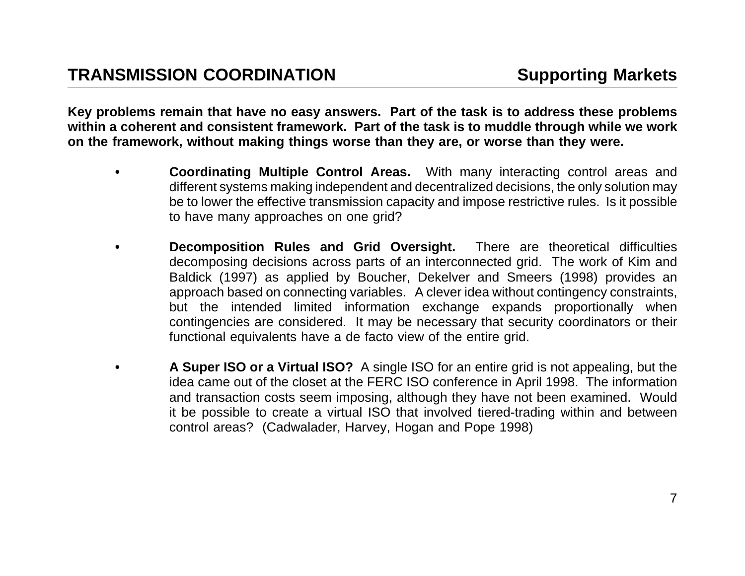## TRANSMISSION COORDINATION — Supporting Markets

**Key problems remain that have no easy answers. Part of the task is to address these problems within a coherent and consistent framework. Part of the task is to muddle through while we work on the framework, without making things worse than they are, or worse than they were.**

- **Coordinating Multiple Control Areas.** With many interacting control areas and different systems making independent and decentralized decisions, the only solution may be to lower the effective transmission capacity and impose restrictive rules. Is it possible to have many approaches on one grid?

- **Decomposition Rules and Grid Oversight.** There are theoretical difficulties decomposing decisions across parts of an interconnected grid. The work of Kim and Baldick (1997) as applied by Boucher, Dekelver and Smeers (1998) provides an approach based on connecting variables. A clever idea without contingency constraints, but the intended limited information exchange expands proportionally when contingencies are considered. It may be necessary that security coordinators or their functional equivalents have a de facto view of the entire grid.

- **A Super ISO or a Virtual ISO?** A single ISO for an entire grid is not appealing, but the idea came out of the closet at the FERC ISO conference in April 1998. The information and transaction costs seem imposing, although they have not been examined. Would it be possible to create a virtual ISO that involved tiered-trading within and between control areas? (Cadwalader, Harvey, Hogan and Pope 1998)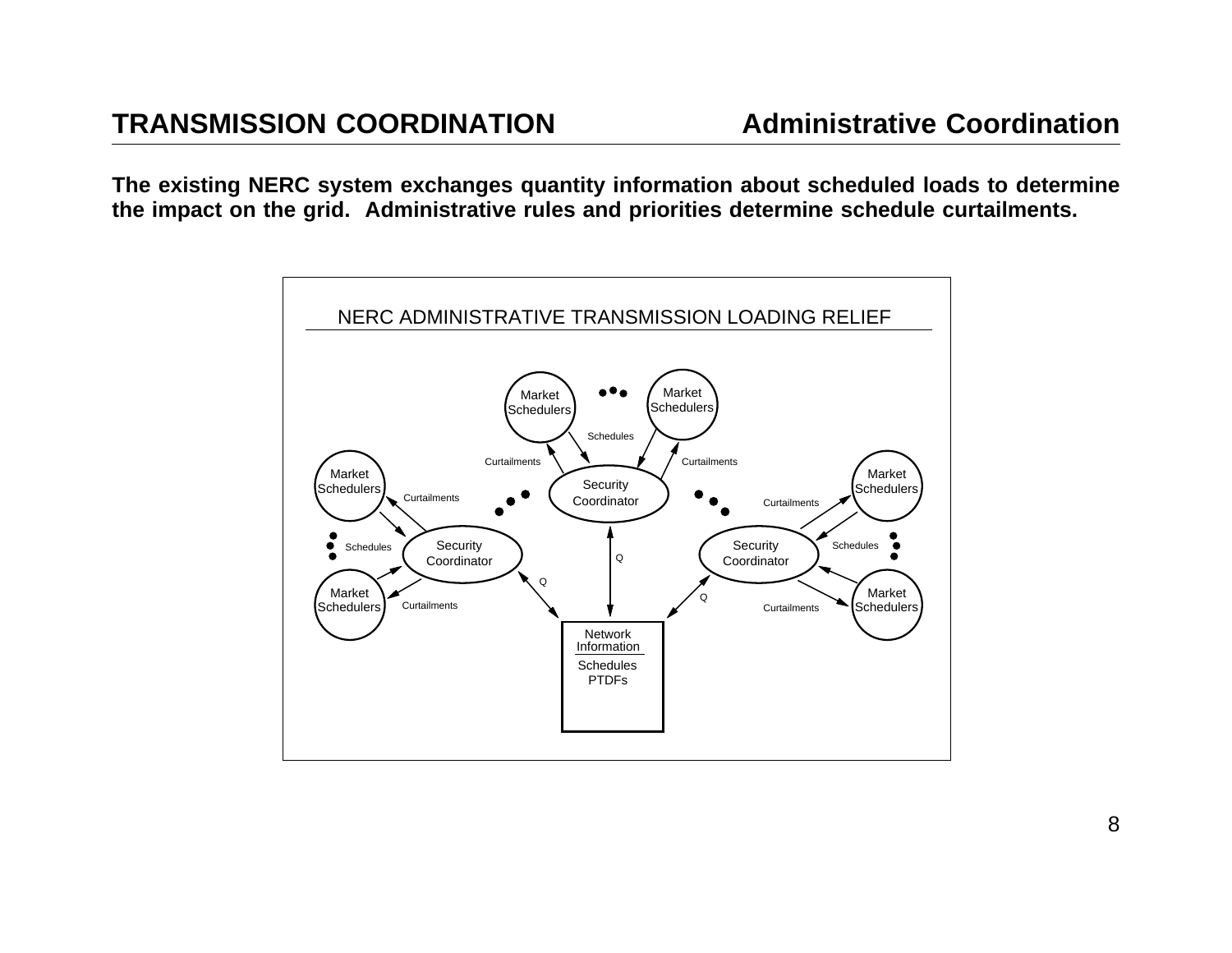## TRANSMISSION COORDINATION

## Administrative Coordination

**The existing NERC system exchanges quantity information about scheduled loads to determine the impact on the grid. Administrative rules and priorities determine schedule curtailments.**

NERC ADMINISTRATIVE TRANSMISSION LOADING RELIEF

Market Schedulers

Market Schedulers

Schedules

Curtailments

Curtailments

Security Coordinator

Market Schedulers

Market Schedulers

Curtailments

Curtailments

Schedules

Security Coordinator

Q

Security Coordinator

Schedules

Q

Q

Market Schedulers

Market Schedulers

Curtailments

Curtailments

Network Information

Schedules

PTDFs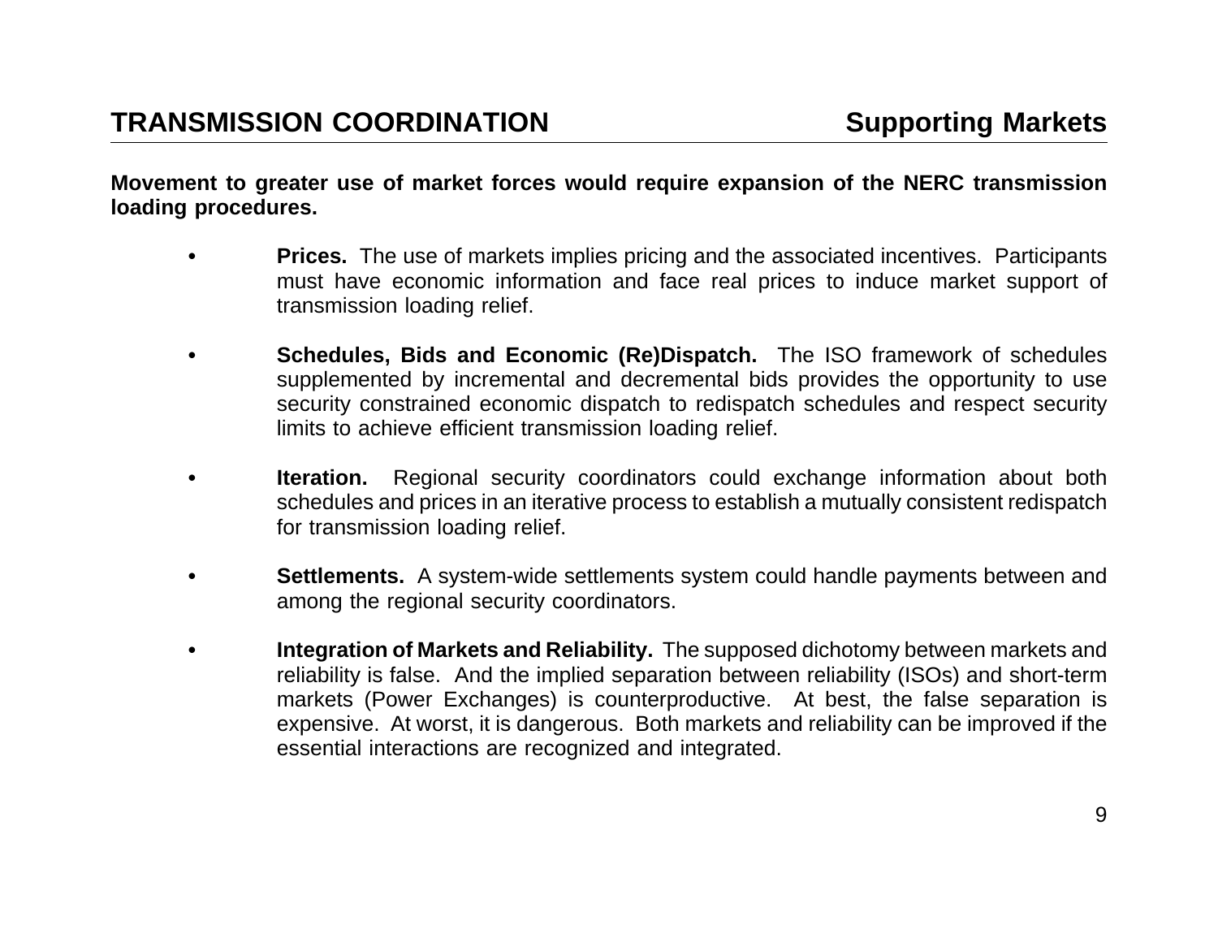## TRANSMISSION COORDINATION — Supporting Markets

**Movement to greater use of market forces would require expansion of the NERC transmission loading procedures.**

- **Prices.** The use of markets implies pricing and the associated incentives. Participants must have economic information and face real prices to induce market support of transmission loading relief.

- **Schedules, Bids and Economic (Re)Dispatch.** The ISO framework of schedules supplemented by incremental and decremental bids provides the opportunity to use security constrained economic dispatch to redispatch schedules and respect security limits to achieve efficient transmission loading relief.

- **Iteration.** Regional security coordinators could exchange information about both schedules and prices in an iterative process to establish a mutually consistent redispatch for transmission loading relief.

- **Settlements.** A system-wide settlements system could handle payments between and among the regional security coordinators.

- **Integration of Markets and Reliability.** The supposed dichotomy between markets and reliability is false. And the implied separation between reliability (ISOs) and short-term markets (Power Exchanges) is counterproductive. At best, the false separation is expensive. At worst, it is dangerous. Both markets and reliability can be improved if the essential interactions are recognized and integrated.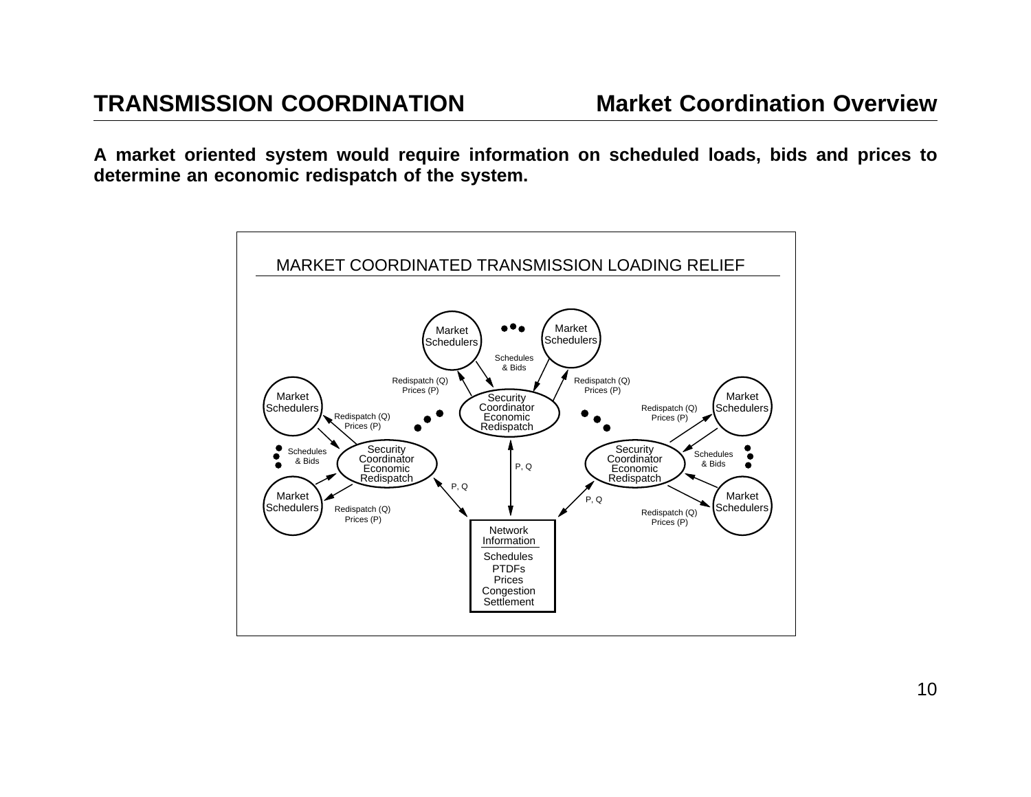# TRANSMISSION COORDINATION

## Market Coordination Overview

**A market oriented system would require information on scheduled loads, bids and prices to determine an economic redispatch of the system.**

MARKET COORDINATED TRANSMISSION LOADING RELIEF

Market Schedulers

Market Schedulers

Schedules & Bids

Redispatch (Q) Prices (P)

Redispatch (Q) Prices (P)

Market Schedulers

Security Coordinator Economic Redispatch

Market Schedulers

Redispatch (Q) Prices (P)

Redispatch (Q) Prices (P)

Schedules & Bids

Security Coordinator Economic Redispatch

P, Q

Security Coordinator Economic Redispatch

Schedules & Bids

P, Q

P, Q

Market Schedulers

Market Schedulers

Redispatch (Q) Prices (P)

Redispatch (Q) Prices (P)

Network Information

Schedules
PTDFs
Prices
Congestion
Settlement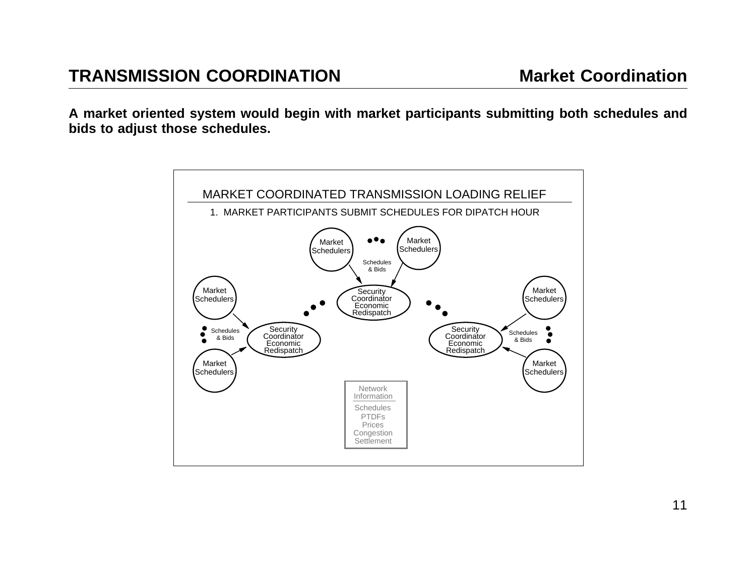## TRANSMISSION COORDINATION — Market Coordination

**A market oriented system would begin with market participants submitting both schedules and bids to adjust those schedules.**

MARKET COORDINATED TRANSMISSION LOADING RELIEF

1. MARKET PARTICIPANTS SUBMIT SCHEDULES FOR DIPATCH HOUR

Market Schedulers

Schedules & Bids

Security Coordinator Economic Redispatch

Network Information

Schedules
PTDFs
Prices
Congestion
Settlement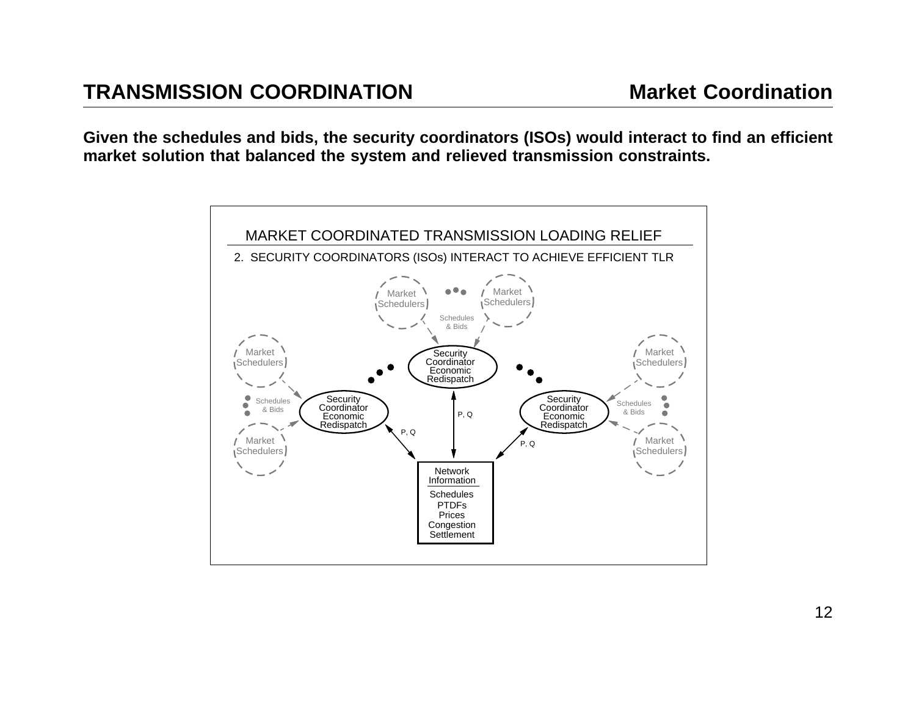# TRANSMISSION COORDINATION — Market Coordination

**Given the schedules and bids, the security coordinators (ISOs) would interact to find an efficient market solution that balanced the system and relieved transmission constraints.**

MARKET COORDINATED TRANSMISSION LOADING RELIEF

2. SECURITY COORDINATORS (ISOs) INTERACT TO ACHIEVE EFFICIENT TLR

Market Schedulers — Schedules & Bids → Security Coordinator Economic Redispatch

Security Coordinator Economic Redispatch ↔ P, Q ↔ Network Information

Network Information:
- Schedules
- PTDFs
- Prices
- Congestion
- Settlement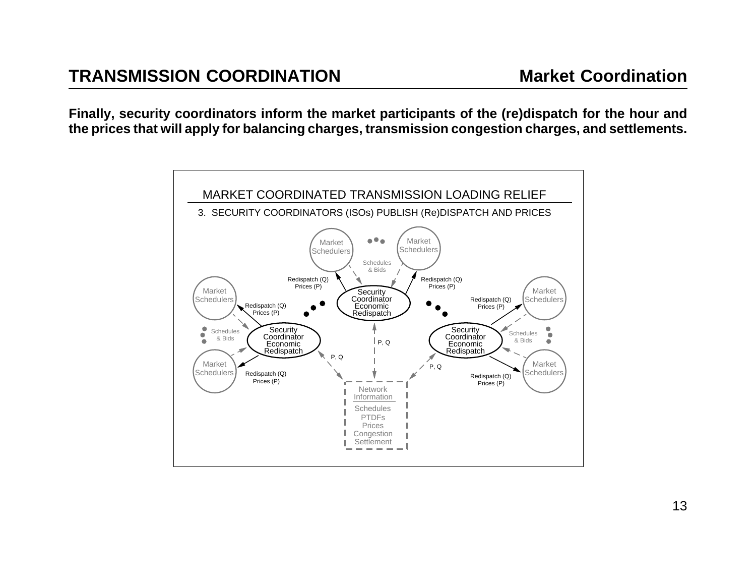# TRANSMISSION COORDINATION — Market Coordination

**Finally, security coordinators inform the market participants of the (re)dispatch for the hour and the prices that will apply for balancing charges, transmission congestion charges, and settlements.**

MARKET COORDINATED TRANSMISSION LOADING RELIEF

3. SECURITY COORDINATORS (ISOs) PUBLISH (Re)DISPATCH AND PRICES

Market Schedulers

Market Schedulers

Schedules & Bids

Redispatch (Q) Prices (P)

Redispatch (Q) Prices (P)

Security Coordinator Economic Redispatch

Market Schedulers

Redispatch (Q) Prices (P)

Market Schedulers

Redispatch (Q) Prices (P)

Schedules & Bids

Security Coordinator Economic Redispatch

Security Coordinator Economic Redispatch

Schedules & Bids

P, Q

P, Q

P, Q

Market Schedulers

Redispatch (Q) Prices (P)

Market Schedulers

Redispatch (Q) Prices (P)

Network Information

Schedules
PTDFs
Prices
Congestion
Settlement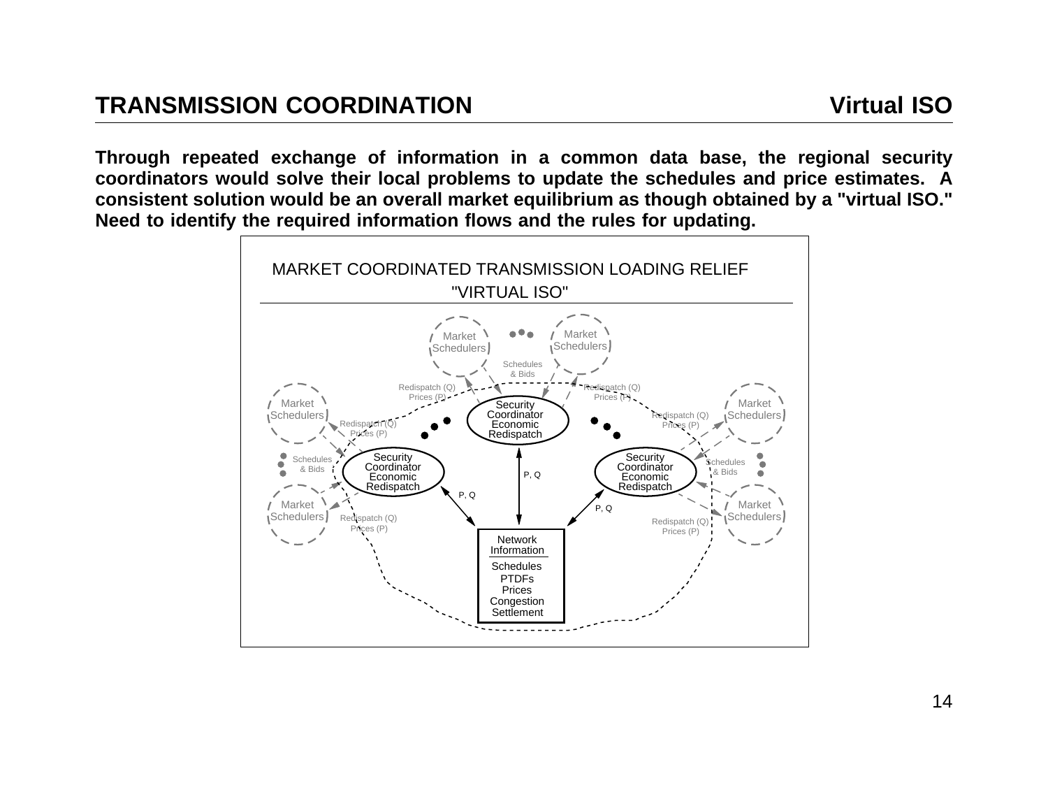## TRANSMISSION COORDINATION — Virtual ISO

**Through repeated exchange of information in a common data base, the regional security coordinators would solve their local problems to update the schedules and price estimates. A consistent solution would be an overall market equilibrium as though obtained by a "virtual ISO." Need to identify the required information flows and the rules for updating.**

MARKET COORDINATED TRANSMISSION LOADING RELIEF

"VIRTUAL ISO"

Market Schedulers · Schedules & Bids · Redispatch (Q) Prices (P) · Security Coordinator Economic Redispatch · P, Q · Network Information: Schedules, PTDFs, Prices, Congestion, Settlement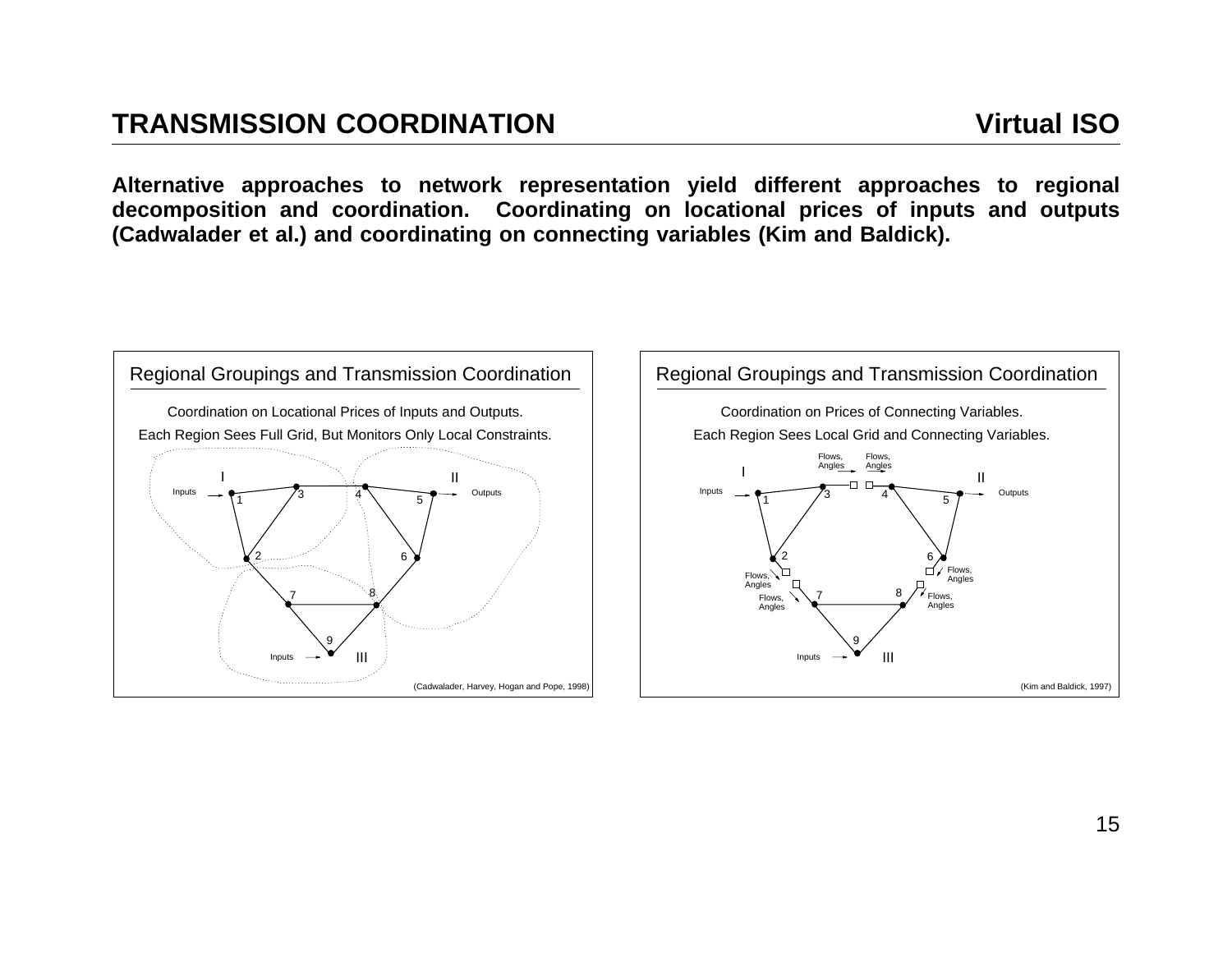## TRANSMISSION COORDINATION

**Virtual ISO**

**Alternative approaches to network representation yield different approaches to regional decomposition and coordination. Coordinating on locational prices of inputs and outputs (Cadwalader et al.) and coordinating on connecting variables (Kim and Baldick).**

Regional Groupings and Transmission Coordination

Coordination on Locational Prices of Inputs and Outputs.

Each Region Sees Full Grid, But Monitors Only Local Constraints.

I II III Inputs Outputs 1 2 3 4 5 6 7 8 9 Inputs

(Cadwalader, Harvey, Hogan and Pope, 1998)

Regional Groupings and Transmission Coordination

Coordination on Prices of Connecting Variables.

Each Region Sees Local Grid and Connecting Variables.

I II III Inputs Outputs Flows, Angles 1 2 3 4 5 6 7 8 9 Inputs

(Kim and Baldick, 1997)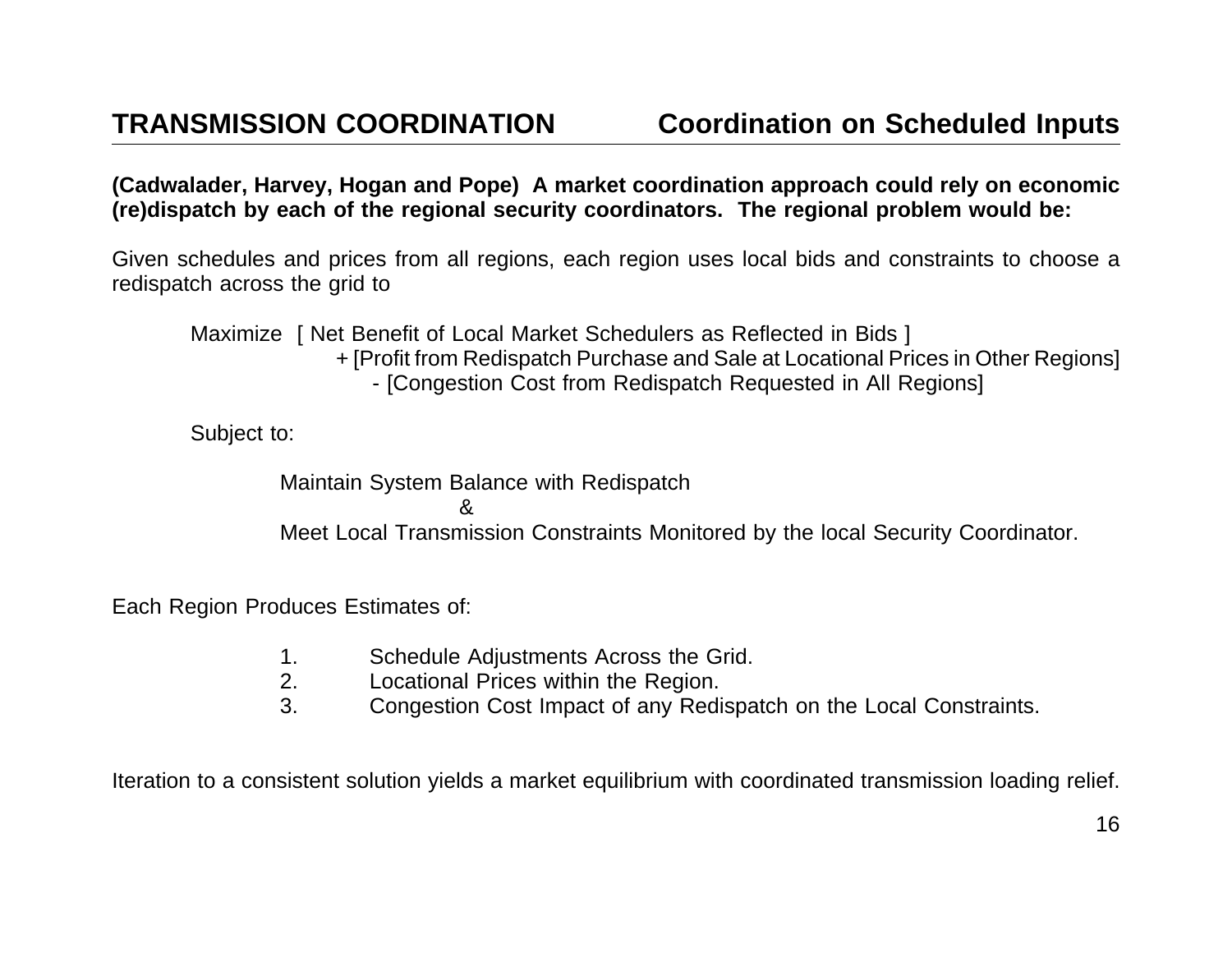## TRANSMISSION COORDINATION — Coordination on Scheduled Inputs

**(Cadwalader, Harvey, Hogan and Pope) A market coordination approach could rely on economic (re)dispatch by each of the regional security coordinators. The regional problem would be:**

Given schedules and prices from all regions, each region uses local bids and constraints to choose a redispatch across the grid to

Maximize [ Net Benefit of Local Market Schedulers as Reflected in Bids ]
+ [Profit from Redispatch Purchase and Sale at Locational Prices in Other Regions]
- [Congestion Cost from Redispatch Requested in All Regions]

Subject to:

Maintain System Balance with Redispatch
&
Meet Local Transmission Constraints Monitored by the local Security Coordinator.

Each Region Produces Estimates of:

1. Schedule Adjustments Across the Grid.
2. Locational Prices within the Region.
3. Congestion Cost Impact of any Redispatch on the Local Constraints.

Iteration to a consistent solution yields a market equilibrium with coordinated transmission loading relief.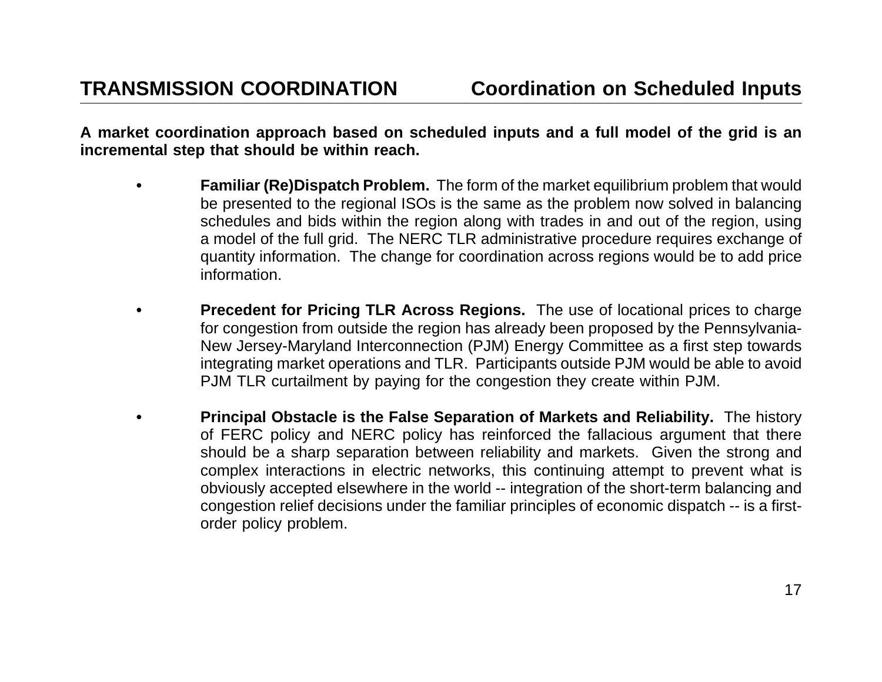## TRANSMISSION COORDINATION — Coordination on Scheduled Inputs

**A market coordination approach based on scheduled inputs and a full model of the grid is an incremental step that should be within reach.**

- **Familiar (Re)Dispatch Problem.** The form of the market equilibrium problem that would be presented to the regional ISOs is the same as the problem now solved in balancing schedules and bids within the region along with trades in and out of the region, using a model of the full grid. The NERC TLR administrative procedure requires exchange of quantity information. The change for coordination across regions would be to add price information.

- **Precedent for Pricing TLR Across Regions.** The use of locational prices to charge for congestion from outside the region has already been proposed by the Pennsylvania-New Jersey-Maryland Interconnection (PJM) Energy Committee as a first step towards integrating market operations and TLR. Participants outside PJM would be able to avoid PJM TLR curtailment by paying for the congestion they create within PJM.

- **Principal Obstacle is the False Separation of Markets and Reliability.** The history of FERC policy and NERC policy has reinforced the fallacious argument that there should be a sharp separation between reliability and markets. Given the strong and complex interactions in electric networks, this continuing attempt to prevent what is obviously accepted elsewhere in the world -- integration of the short-term balancing and congestion relief decisions under the familiar principles of economic dispatch -- is a first-order policy problem.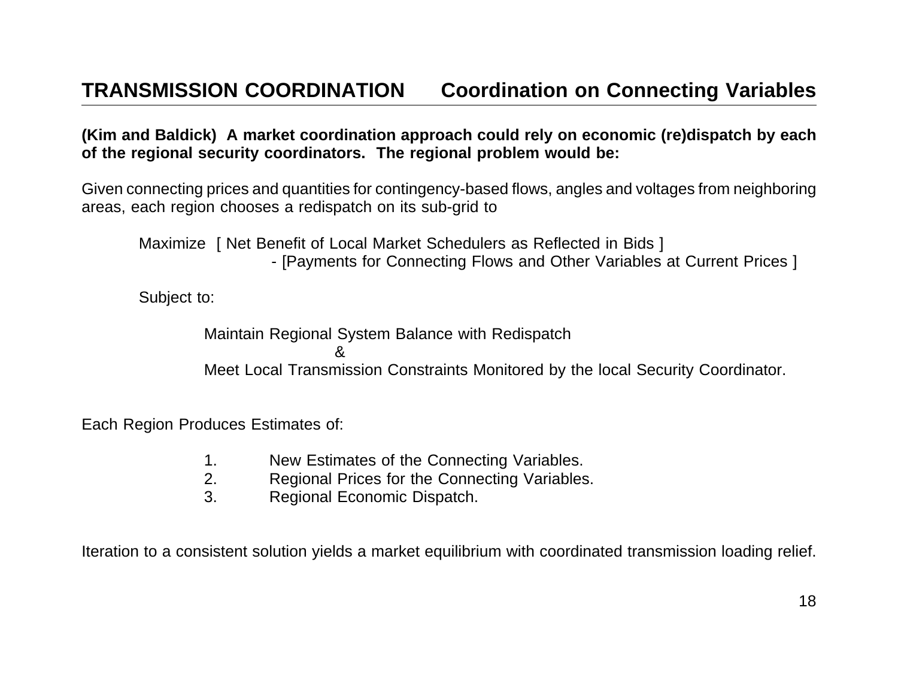## TRANSMISSION COORDINATION — Coordination on Connecting Variables

**(Kim and Baldick) A market coordination approach could rely on economic (re)dispatch by each of the regional security coordinators. The regional problem would be:**

Given connecting prices and quantities for contingency-based flows, angles and voltages from neighboring areas, each region chooses a redispatch on its sub-grid to

> Maximize [ Net Benefit of Local Market Schedulers as Reflected in Bids ]
> - [Payments for Connecting Flows and Other Variables at Current Prices ]
>
> Subject to:
>
> Maintain Regional System Balance with Redispatch
> &
> Meet Local Transmission Constraints Monitored by the local Security Coordinator.

Each Region Produces Estimates of:

1. New Estimates of the Connecting Variables.
2. Regional Prices for the Connecting Variables.
3. Regional Economic Dispatch.

Iteration to a consistent solution yields a market equilibrium with coordinated transmission loading relief.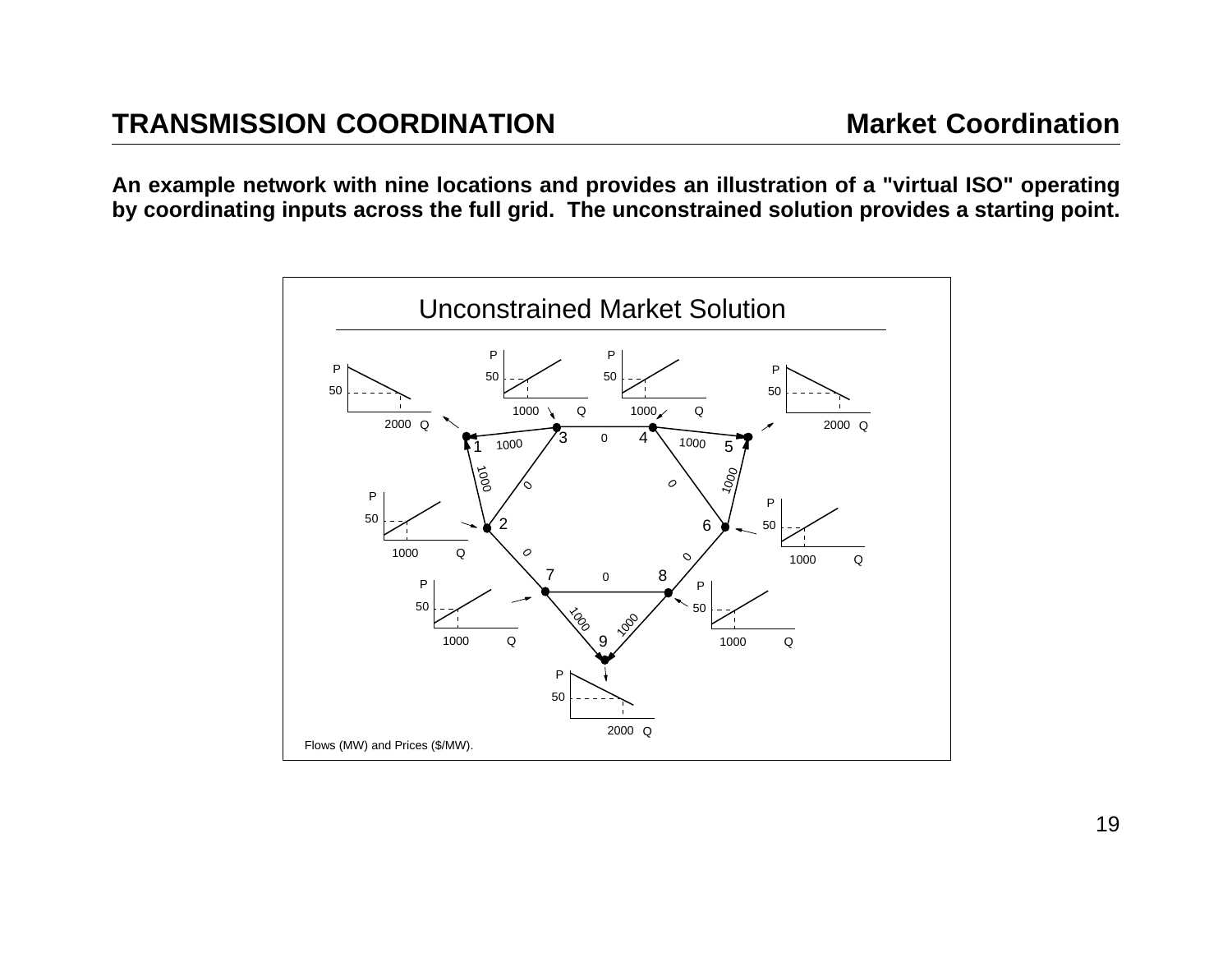## TRANSMISSION COORDINATION — Market Coordination

**An example network with nine locations and provides an illustration of a "virtual ISO" operating by coordinating inputs across the full grid. The unconstrained solution provides a starting point.**

Unconstrained Market Solution

Flows (MW) and Prices ($/MW).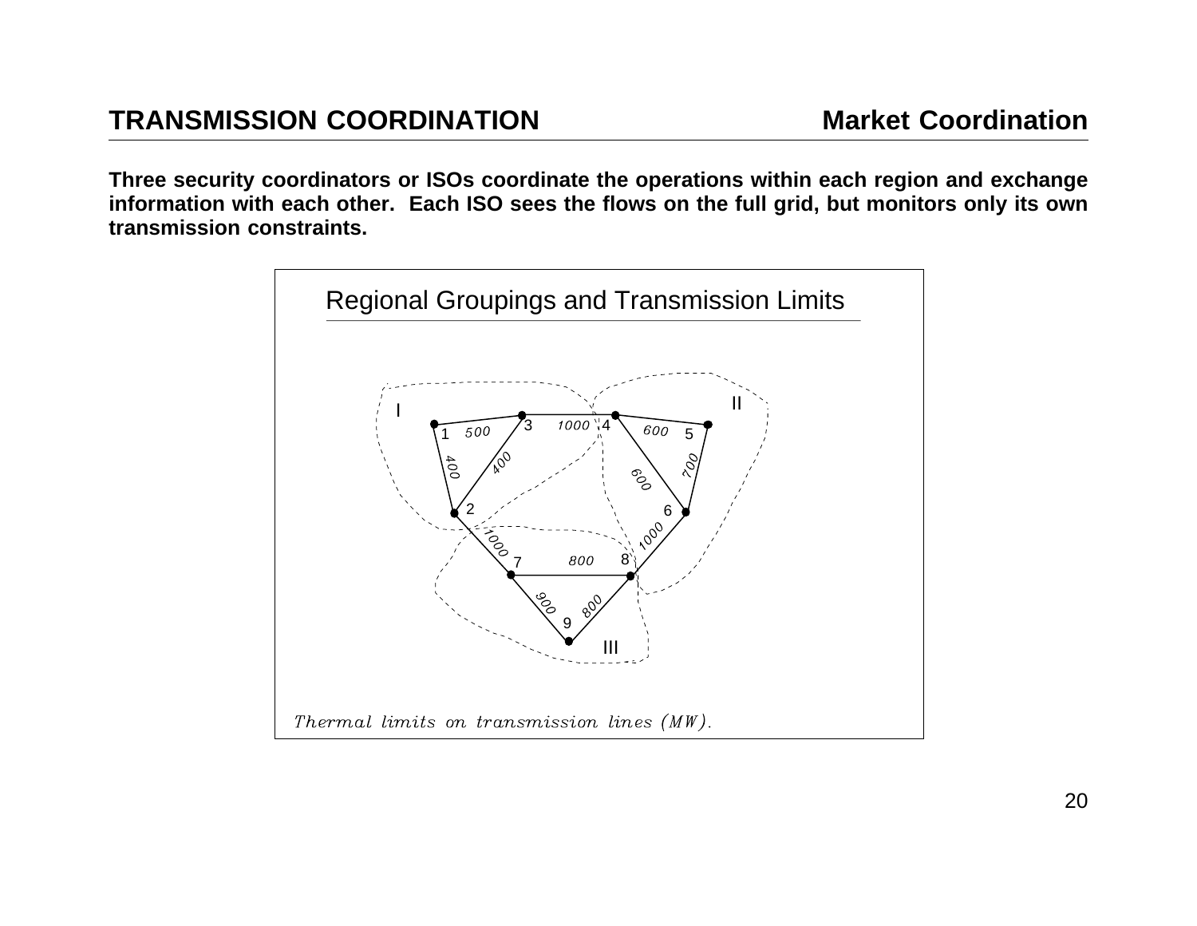# TRANSMISSION COORDINATION

## Market Coordination

**Three security coordinators or ISOs coordinate the operations within each region and exchange information with each other. Each ISO sees the flows on the full grid, but monitors only its own transmission constraints.**

Regional Groupings and Transmission Limits

*Thermal limits on transmission lines (MW).*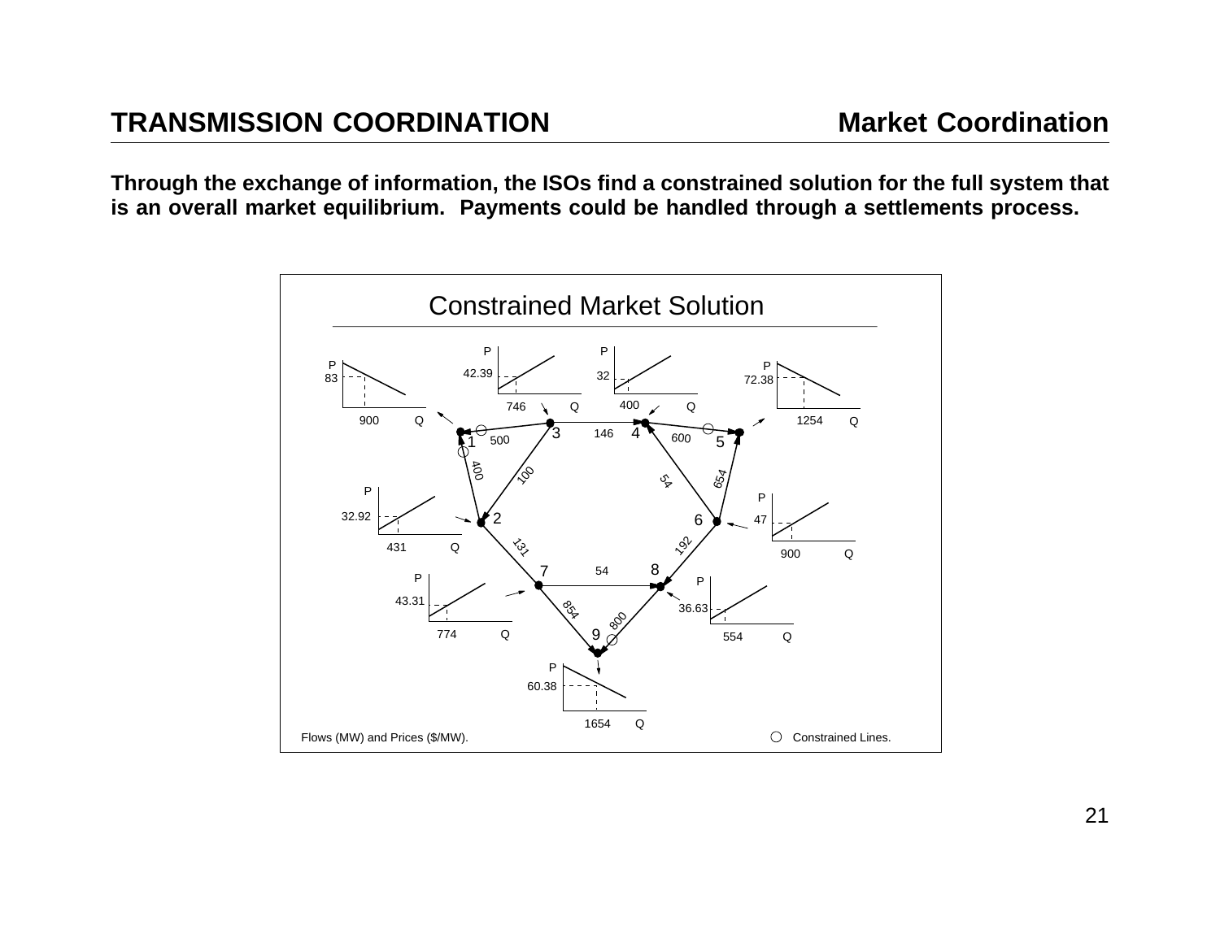## TRANSMISSION COORDINATION

## Market Coordination

**Through the exchange of information, the ISOs find a constrained solution for the full system that is an overall market equilibrium. Payments could be handled through a settlements process.**

### Constrained Market Solution

Flows (MW) and Prices ($/MW).

○ Constrained Lines.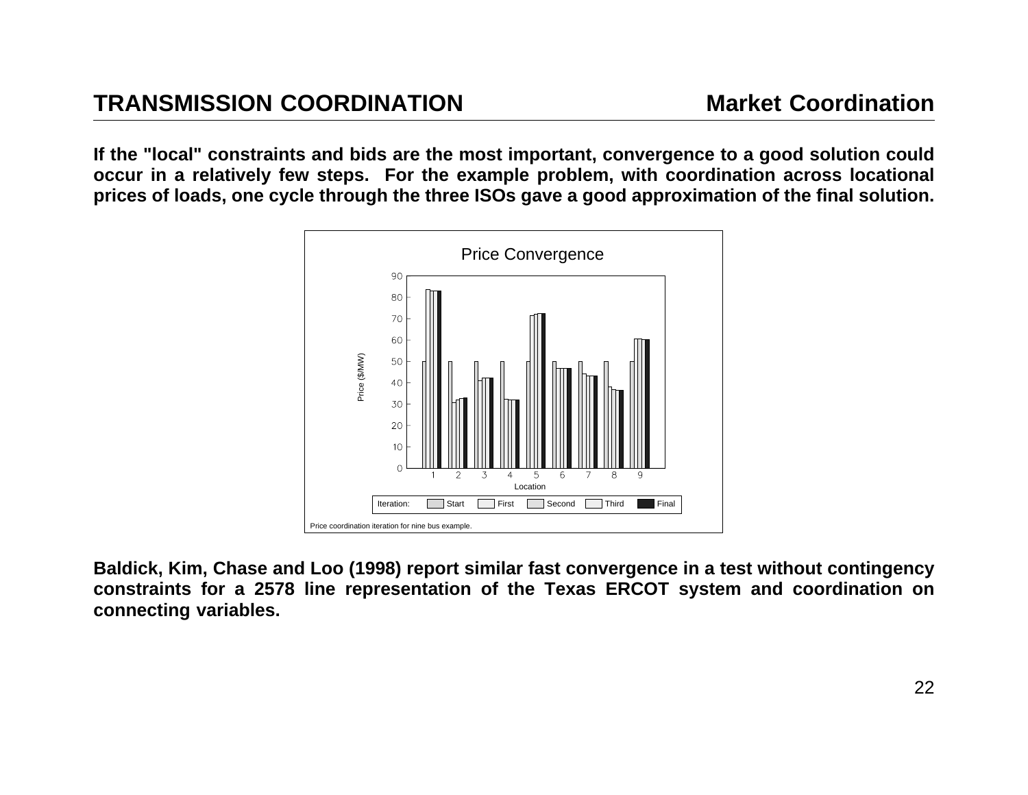## TRANSMISSION COORDINATION — Market Coordination

**If the "local" constraints and bids are the most important, convergence to a good solution could occur in a relatively few steps. For the example problem, with coordination across locational prices of loads, one cycle through the three ISOs gave a good approximation of the final solution.**

Price coordination iteration for nine bus example.

**Baldick, Kim, Chase and Loo (1998) report similar fast convergence in a test without contingency constraints for a 2578 line representation of the Texas ERCOT system and coordination on connecting variables.**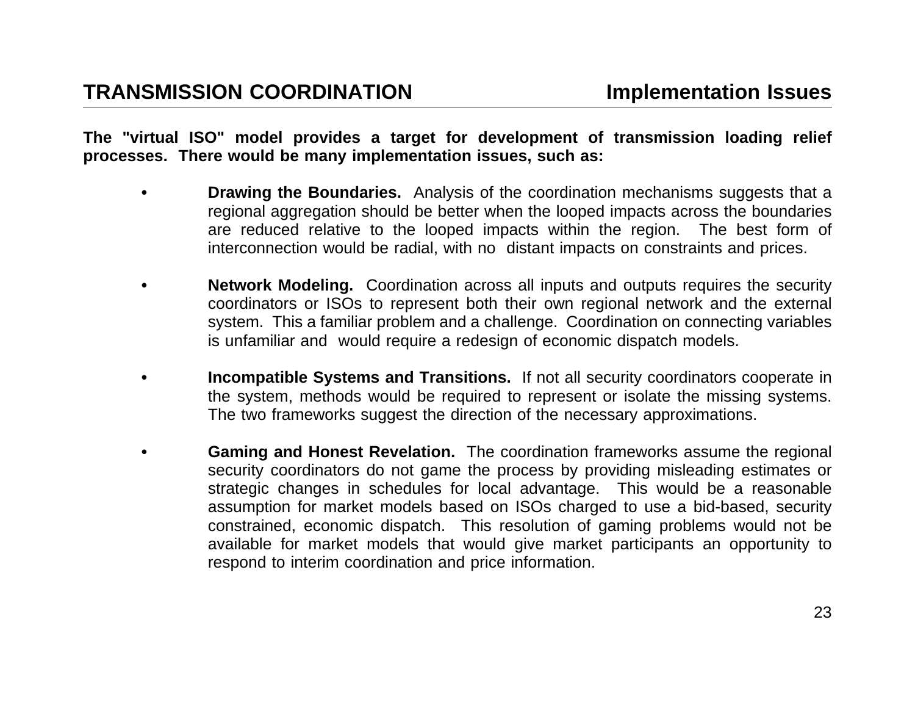## TRANSMISSION COORDINATION — Implementation Issues

**The "virtual ISO" model provides a target for development of transmission loading relief processes. There would be many implementation issues, such as:**

- **Drawing the Boundaries.** Analysis of the coordination mechanisms suggests that a regional aggregation should be better when the looped impacts across the boundaries are reduced relative to the looped impacts within the region. The best form of interconnection would be radial, with no distant impacts on constraints and prices.

- **Network Modeling.** Coordination across all inputs and outputs requires the security coordinators or ISOs to represent both their own regional network and the external system. This a familiar problem and a challenge. Coordination on connecting variables is unfamiliar and would require a redesign of economic dispatch models.

- **Incompatible Systems and Transitions.** If not all security coordinators cooperate in the system, methods would be required to represent or isolate the missing systems. The two frameworks suggest the direction of the necessary approximations.

- **Gaming and Honest Revelation.** The coordination frameworks assume the regional security coordinators do not game the process by providing misleading estimates or strategic changes in schedules for local advantage. This would be a reasonable assumption for market models based on ISOs charged to use a bid-based, security constrained, economic dispatch. This resolution of gaming problems would not be available for market models that would give market participants an opportunity to respond to interim coordination and price information.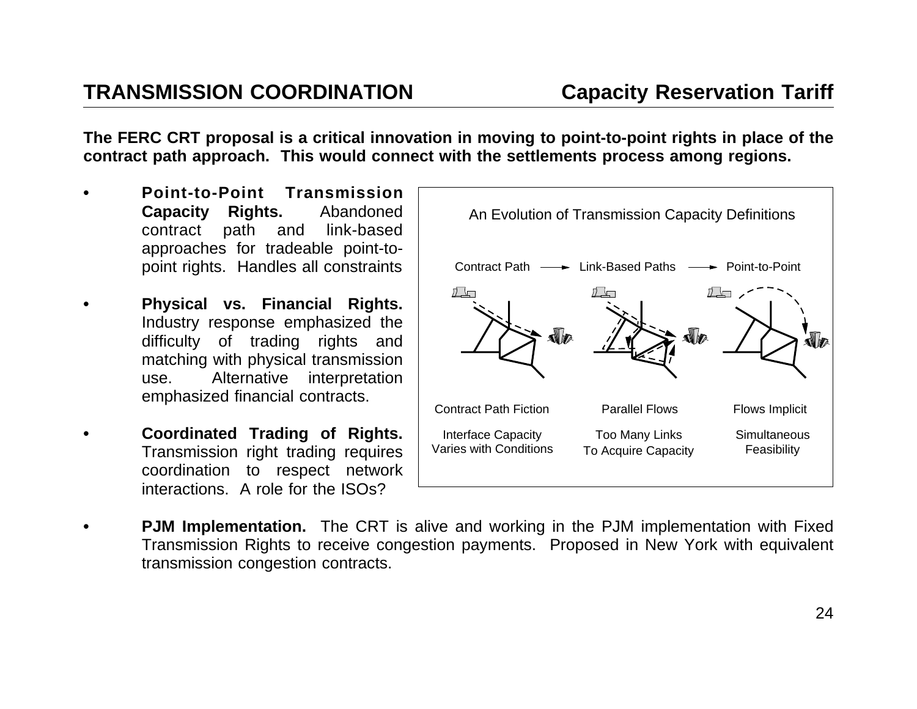## TRANSMISSION COORDINATION — Capacity Reservation Tariff

**The FERC CRT proposal is a critical innovation in moving to point-to-point rights in place of the contract path approach. This would connect with the settlements process among regions.**

- **Point-to-Point Transmission Capacity Rights.** Abandoned contract path and link-based approaches for tradeable point-to-point rights. Handles all constraints
- **Physical vs. Financial Rights.** Industry response emphasized the difficulty of trading rights and matching with physical transmission use. Alternative interpretation emphasized financial contracts.
- **Coordinated Trading of Rights.** Transmission right trading requires coordination to respect network interactions. A role for the ISOs?

An Evolution of Transmission Capacity Definitions

Contract Path → Link-Based Paths → Point-to-Point

| Contract Path | Link-Based Paths | Point-to-Point |
|---|---|---|
| Contract Path Fiction | Parallel Flows | Flows Implicit |
| Interface Capacity Varies with Conditions | Too Many Links To Acquire Capacity | Simultaneous Feasibility |

- **PJM Implementation.** The CRT is alive and working in the PJM implementation with Fixed Transmission Rights to receive congestion payments. Proposed in New York with equivalent transmission congestion contracts.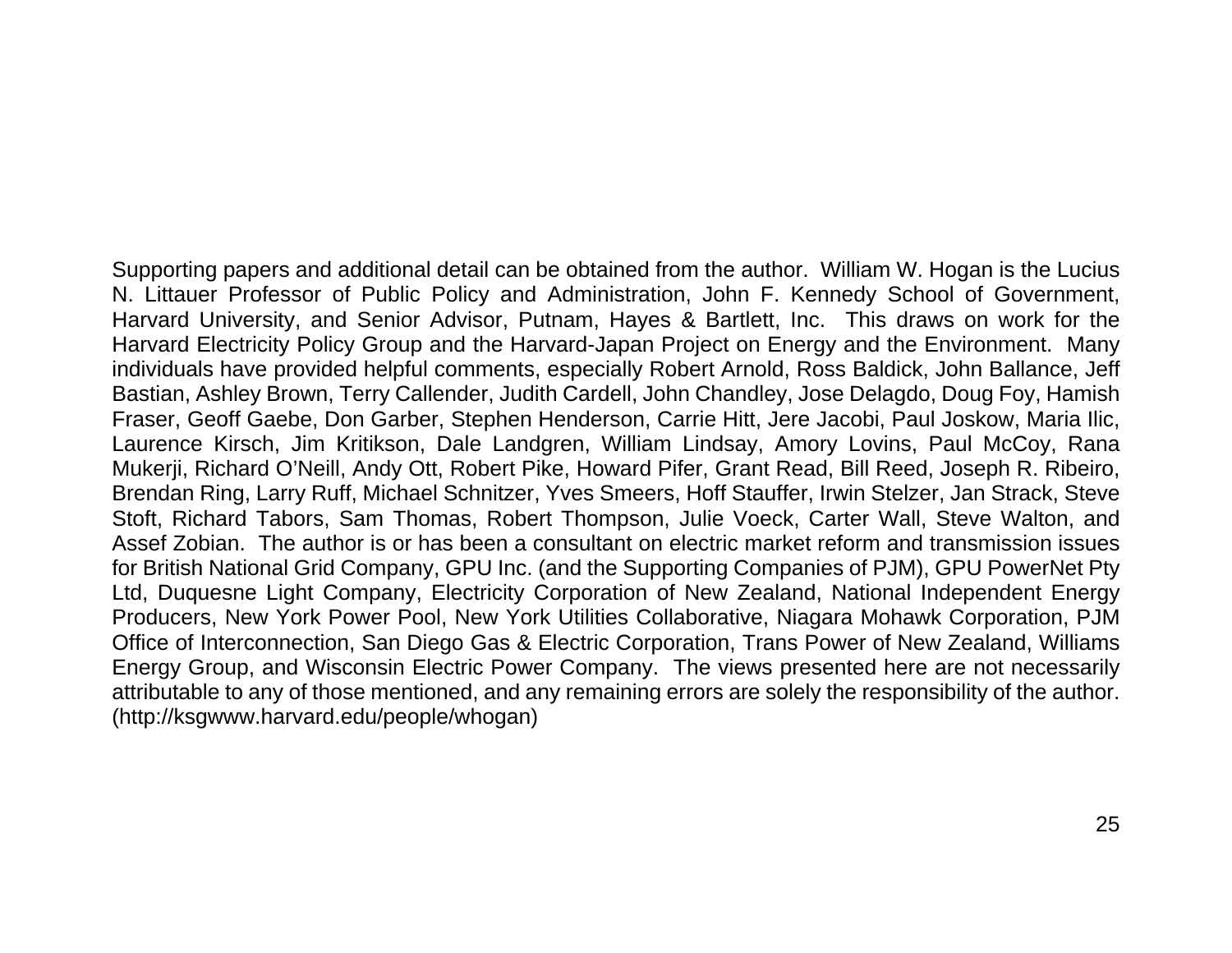Supporting papers and additional detail can be obtained from the author. William W. Hogan is the Lucius N. Littauer Professor of Public Policy and Administration, John F. Kennedy School of Government, Harvard University, and Senior Advisor, Putnam, Hayes & Bartlett, Inc. This draws on work for the Harvard Electricity Policy Group and the Harvard-Japan Project on Energy and the Environment. Many individuals have provided helpful comments, especially Robert Arnold, Ross Baldick, John Ballance, Jeff Bastian, Ashley Brown, Terry Callender, Judith Cardell, John Chandley, Jose Delagdo, Doug Foy, Hamish Fraser, Geoff Gaebe, Don Garber, Stephen Henderson, Carrie Hitt, Jere Jacobi, Paul Joskow, Maria Ilic, Laurence Kirsch, Jim Kritikson, Dale Landgren, William Lindsay, Amory Lovins, Paul McCoy, Rana Mukerji, Richard O'Neill, Andy Ott, Robert Pike, Howard Pifer, Grant Read, Bill Reed, Joseph R. Ribeiro, Brendan Ring, Larry Ruff, Michael Schnitzer, Yves Smeers, Hoff Stauffer, Irwin Stelzer, Jan Strack, Steve Stoft, Richard Tabors, Sam Thomas, Robert Thompson, Julie Voeck, Carter Wall, Steve Walton, and Assef Zobian. The author is or has been a consultant on electric market reform and transmission issues for British National Grid Company, GPU Inc. (and the Supporting Companies of PJM), GPU PowerNet Pty Ltd, Duquesne Light Company, Electricity Corporation of New Zealand, National Independent Energy Producers, New York Power Pool, New York Utilities Collaborative, Niagara Mohawk Corporation, PJM Office of Interconnection, San Diego Gas & Electric Corporation, Trans Power of New Zealand, Williams Energy Group, and Wisconsin Electric Power Company. The views presented here are not necessarily attributable to any of those mentioned, and any remaining errors are solely the responsibility of the author. (http://ksgwww.harvard.edu/people/whogan)